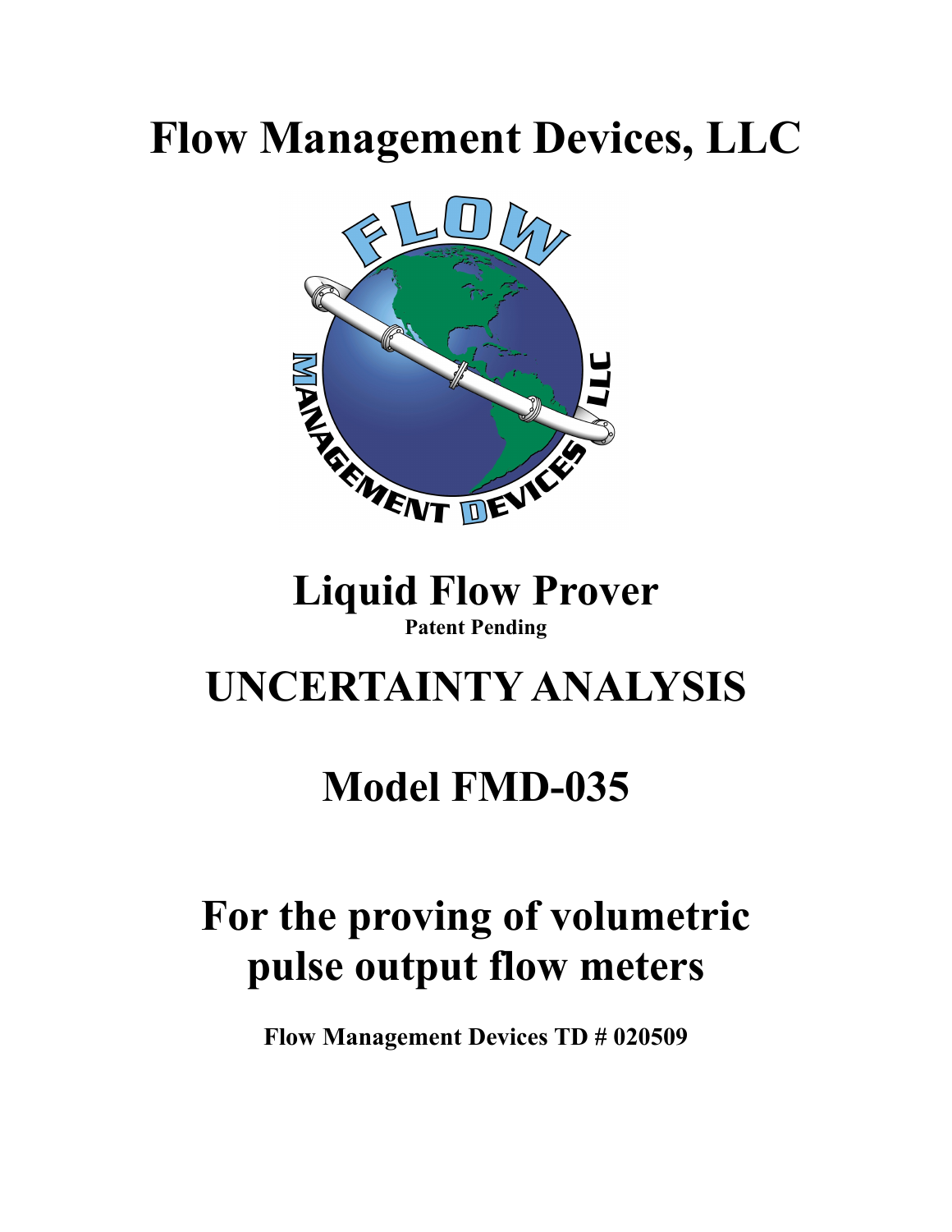# Flow Management Devices, LLC

## Liquid Flow Prover

**Patent Pending**

# UNCERTAINTY ANALYSIS

# Model FMD-035

# For the proving of volumetric pulse output flow meters

**Flow Management Devices TD # 020509**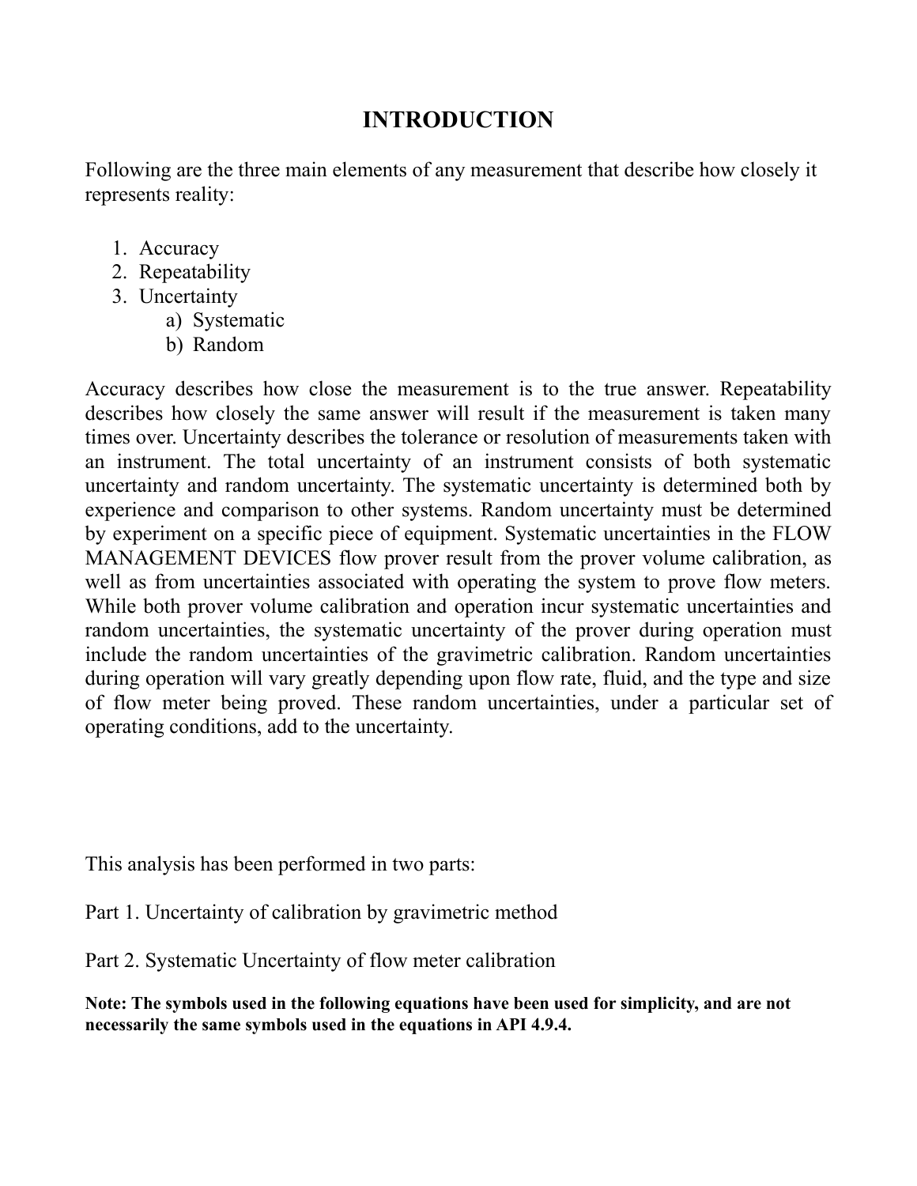# INTRODUCTION

Following are the three main elements of any measurement that describe how closely it represents reality:

1. Accuracy
2. Repeatability
3. Uncertainty
   a) Systematic
   b) Random

Accuracy describes how close the measurement is to the true answer. Repeatability describes how closely the same answer will result if the measurement is taken many times over. Uncertainty describes the tolerance or resolution of measurements taken with an instrument. The total uncertainty of an instrument consists of both systematic uncertainty and random uncertainty. The systematic uncertainty is determined both by experience and comparison to other systems. Random uncertainty must be determined by experiment on a specific piece of equipment. Systematic uncertainties in the FLOW MANAGEMENT DEVICES flow prover result from the prover volume calibration, as well as from uncertainties associated with operating the system to prove flow meters. While both prover volume calibration and operation incur systematic uncertainties and random uncertainties, the systematic uncertainty of the prover during operation must include the random uncertainties of the gravimetric calibration. Random uncertainties during operation will vary greatly depending upon flow rate, fluid, and the type and size of flow meter being proved. These random uncertainties, under a particular set of operating conditions, add to the uncertainty.

This analysis has been performed in two parts:

Part 1. Uncertainty of calibration by gravimetric method

Part 2. Systematic Uncertainty of flow meter calibration

**Note: The symbols used in the following equations have been used for simplicity, and are not necessarily the same symbols used in the equations in API 4.9.4.**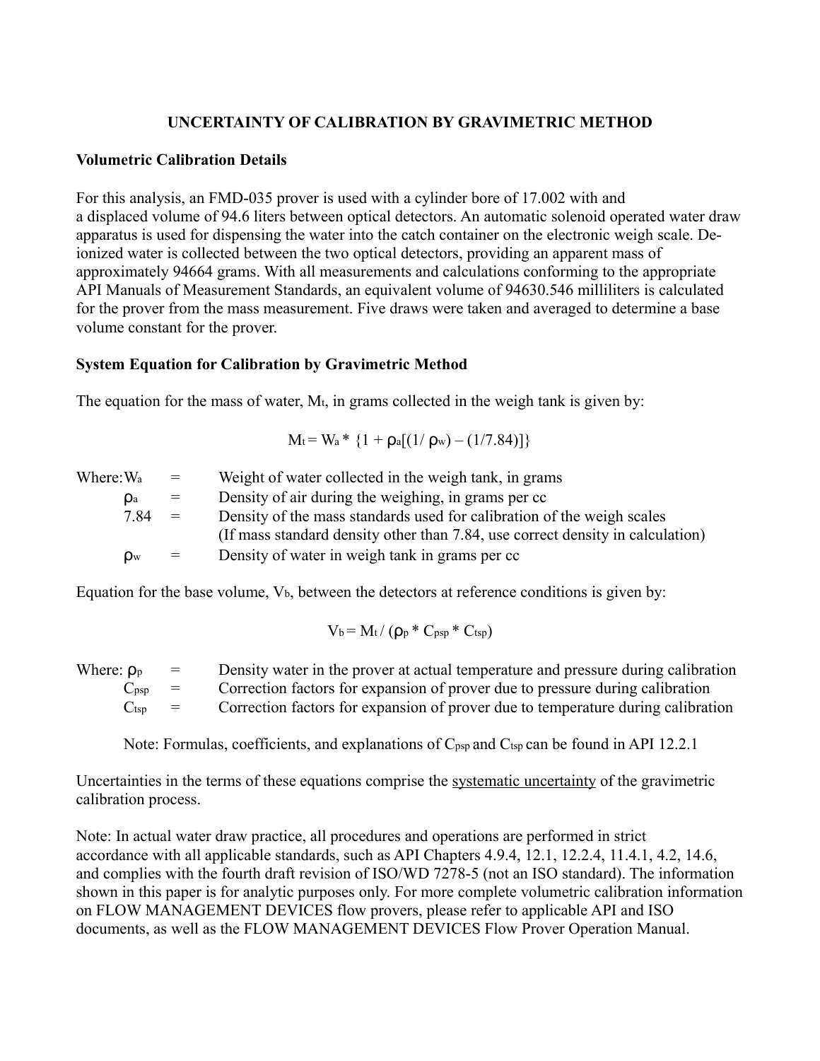## UNCERTAINTY OF CALIBRATION BY GRAVIMETRIC METHOD

### Volumetric Calibration Details

For this analysis, an FMD-035 prover is used with a cylinder bore of 17.002 with and a displaced volume of 94.6 liters between optical detectors. An automatic solenoid operated water draw apparatus is used for dispensing the water into the catch container on the electronic weigh scale. De-ionized water is collected between the two optical detectors, providing an apparent mass of approximately 94664 grams. With all measurements and calculations conforming to the appropriate API Manuals of Measurement Standards, an equivalent volume of 94630.546 milliliters is calculated for the prover from the mass measurement. Five draws were taken and averaged to determine a base volume constant for the prover.

### System Equation for Calibration by Gravimetric Method

The equation for the mass of water, $M_t$, in grams collected in the weigh tank is given by:

$$M_t = W_a * \{1 + \rho_a[(1/\rho_w) - (1/7.84)]\}$$

Where:
- $W_a$ = Weight of water collected in the weigh tank, in grams
- $\rho_a$ = Density of air during the weighing, in grams per cc
- 7.84 = Density of the mass standards used for calibration of the weigh scales (If mass standard density other than 7.84, use correct density in calculation)
- $\rho_w$ = Density of water in weigh tank in grams per cc

Equation for the base volume, $V_b$, between the detectors at reference conditions is given by:

$$V_b = M_t / (\rho_p * C_{psp} * C_{tsp})$$

Where:
- $\rho_p$ = Density water in the prover at actual temperature and pressure during calibration
- $C_{psp}$ = Correction factors for expansion of prover due to pressure during calibration
- $C_{tsp}$ = Correction factors for expansion of prover due to temperature during calibration

Note: Formulas, coefficients, and explanations of $C_{psp}$ and $C_{tsp}$ can be found in API 12.2.1

Uncertainties in the terms of these equations comprise the systematic uncertainty of the gravimetric calibration process.

Note: In actual water draw practice, all procedures and operations are performed in strict accordance with all applicable standards, such as API Chapters 4.9.4, 12.1, 12.2.4, 11.4.1, 4.2, 14.6, and complies with the fourth draft revision of ISO/WD 7278-5 (not an ISO standard). The information shown in this paper is for analytic purposes only. For more complete volumetric calibration information on FLOW MANAGEMENT DEVICES flow provers, please refer to applicable API and ISO documents, as well as the FLOW MANAGEMENT DEVICES Flow Prover Operation Manual.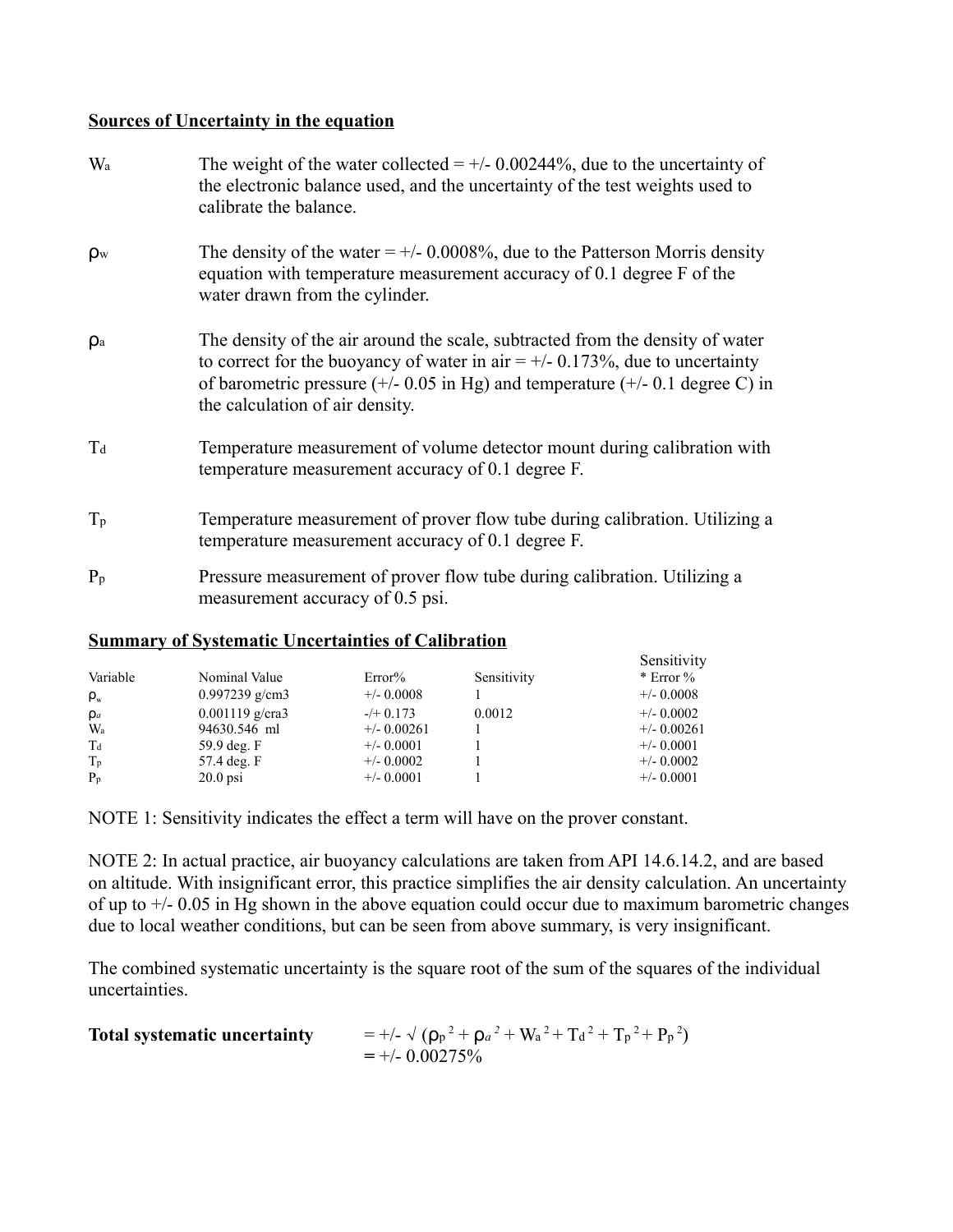**Sources of Uncertainty in the equation**

| | |
|---|---|
| $W_a$ | The weight of the water collected = +/- 0.00244%, due to the uncertainty of the electronic balance used, and the uncertainty of the test weights used to calibrate the balance. |
| $\rho_w$ | The density of the water = +/- 0.0008%, due to the Patterson Morris density equation with temperature measurement accuracy of 0.1 degree F of the water drawn from the cylinder. |
| $\rho_a$ | The density of the air around the scale, subtracted from the density of water to correct for the buoyancy of water in air = +/- 0.173%, due to uncertainty of barometric pressure (+/- 0.05 in Hg) and temperature (+/- 0.1 degree C) in the calculation of air density. |
| $T_d$ | Temperature measurement of volume detector mount during calibration with temperature measurement accuracy of 0.1 degree F. |
| $T_p$ | Temperature measurement of prover flow tube during calibration. Utilizing a temperature measurement accuracy of 0.1 degree F. |
| $P_p$ | Pressure measurement of prover flow tube during calibration. Utilizing a measurement accuracy of 0.5 psi. |

**Summary of Systematic Uncertainties of Calibration**

| Variable | Nominal Value | Error% | Sensitivity | Sensitivity * Error % |
|---|---|---|---|---|
| $\rho_w$ | 0.997239 g/cm3 | +/- 0.0008 | 1 | +/- 0.0008 |
| $\rho_a$ | 0.001119 g/cra3 | -/+ 0.173 | 0.0012 | +/- 0.0002 |
| $W_a$ | 94630.546 ml | +/- 0.00261 | 1 | +/- 0.00261 |
| $T_d$ | 59.9 deg. F | +/- 0.0001 | 1 | +/- 0.0001 |
| $T_p$ | 57.4 deg. F | +/- 0.0002 | 1 | +/- 0.0002 |
| $P_p$ | 20.0 psi | +/- 0.0001 | 1 | +/- 0.0001 |

NOTE 1: Sensitivity indicates the effect a term will have on the prover constant.

NOTE 2: In actual practice, air buoyancy calculations are taken from API 14.6.14.2, and are based on altitude. With insignificant error, this practice simplifies the air density calculation. An uncertainty of up to +/- 0.05 in Hg shown in the above equation could occur due to maximum barometric changes due to local weather conditions, but can be seen from above summary, is very insignificant.

The combined systematic uncertainty is the square root of the sum of the squares of the individual uncertainties.

**Total systematic uncertainty** $= \pm \sqrt{(\rho_p{}^2 + \rho_a{}^2 + W_a{}^2 + T_d{}^2 + T_p{}^2 + P_p{}^2)}$

$= \pm\ 0.00275\%$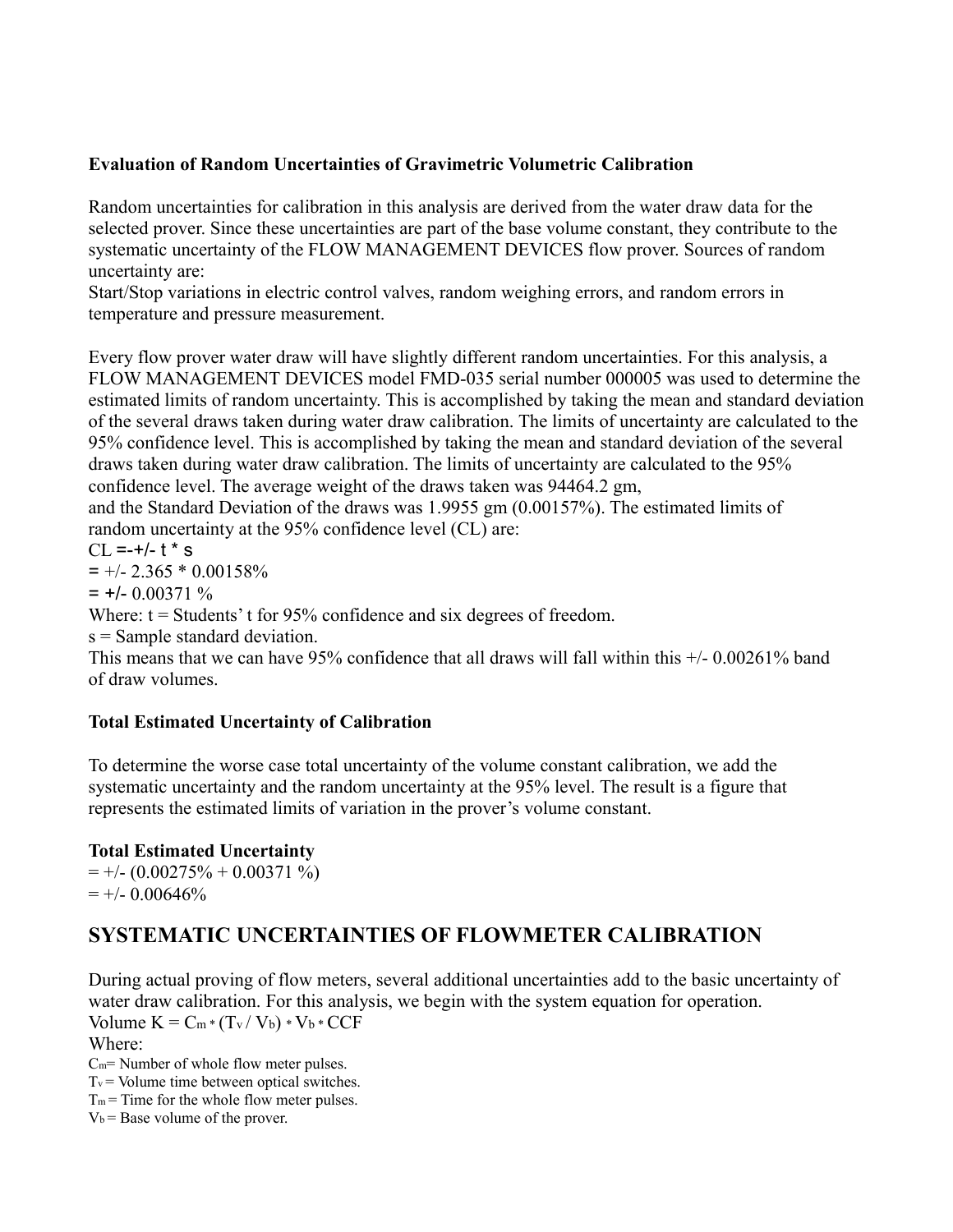**Evaluation of Random Uncertainties of Gravimetric Volumetric Calibration**

Random uncertainties for calibration in this analysis are derived from the water draw data for the selected prover. Since these uncertainties are part of the base volume constant, they contribute to the systematic uncertainty of the FLOW MANAGEMENT DEVICES flow prover. Sources of random uncertainty are:
Start/Stop variations in electric control valves, random weighing errors, and random errors in temperature and pressure measurement.

Every flow prover water draw will have slightly different random uncertainties. For this analysis, a FLOW MANAGEMENT DEVICES model FMD-035 serial number 000005 was used to determine the estimated limits of random uncertainty. This is accomplished by taking the mean and standard deviation of the several draws taken during water draw calibration. The limits of uncertainty are calculated to the 95% confidence level. This is accomplished by taking the mean and standard deviation of the several draws taken during water draw calibration. The limits of uncertainty are calculated to the 95% confidence level. The average weight of the draws taken was 94464.2 gm,
and the Standard Deviation of the draws was 1.9955 gm (0.00157%). The estimated limits of random uncertainty at the 95% confidence level (CL) are:

CL =-+/- t * s
= +/- 2.365 * 0.00158%
= +/- 0.00371 %

Where: t = Students' t for 95% confidence and six degrees of freedom.
s = Sample standard deviation.
This means that we can have 95% confidence that all draws will fall within this +/- 0.00261% band of draw volumes.

**Total Estimated Uncertainty of Calibration**

To determine the worse case total uncertainty of the volume constant calibration, we add the systematic uncertainty and the random uncertainty at the 95% level. The result is a figure that represents the estimated limits of variation in the prover's volume constant.

**Total Estimated Uncertainty**
= +/- (0.00275% + 0.00371 %)
= +/- 0.00646%

## SYSTEMATIC UNCERTAINTIES OF FLOWMETER CALIBRATION

During actual proving of flow meters, several additional uncertainties add to the basic uncertainty of water draw calibration. For this analysis, we begin with the system equation for operation.

Volume $K = C_m * (T_v / V_b) * V_b * CCF$

Where:
$C_m$= Number of whole flow meter pulses.
$T_v$ = Volume time between optical switches.
$T_m$ = Time for the whole flow meter pulses.
$V_b$ = Base volume of the prover.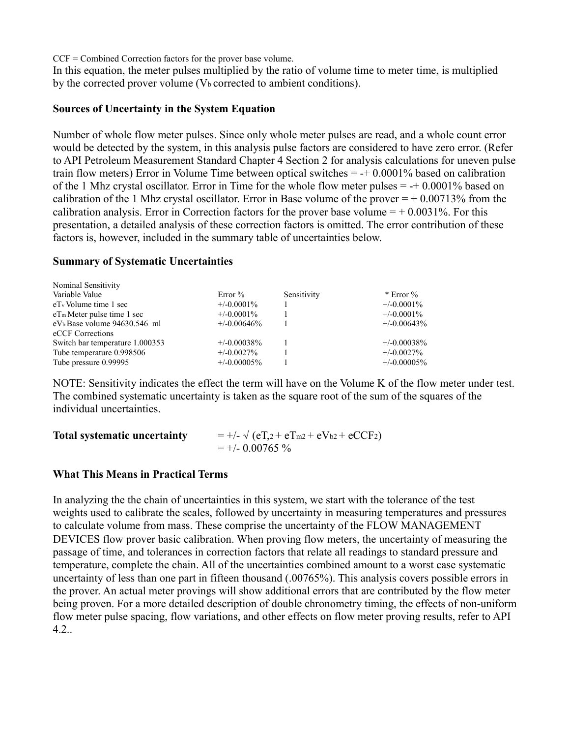CCF = Combined Correction factors for the prover base volume.

In this equation, the meter pulses multiplied by the ratio of volume time to meter time, is multiplied by the corrected prover volume ($V_b$ corrected to ambient conditions).

### Sources of Uncertainty in the System Equation

Number of whole flow meter pulses. Since only whole meter pulses are read, and a whole count error would be detected by the system, in this analysis pulse factors are considered to have zero error. (Refer to API Petroleum Measurement Standard Chapter 4 Section 2 for analysis calculations for uneven pulse train flow meters) Error in Volume Time between optical switches = -+ 0.0001% based on calibration of the 1 Mhz crystal oscillator. Error in Time for the whole flow meter pulses = -+ 0.0001% based on calibration of the 1 Mhz crystal oscillator. Error in Base volume of the prover = + 0.00713% from the calibration analysis. Error in Correction factors for the prover base volume = + 0.0031%. For this presentation, a detailed analysis of these correction factors is omitted. The error contribution of these factors is, however, included in the summary table of uncertainties below.

### Summary of Systematic Uncertainties

| Nominal Sensitivity Variable Value | Error % | Sensitivity | * Error % |
|---|---|---|---|
| $eT_v$ Volume time 1 sec | +/-0.0001% | 1 | +/-0.0001% |
| $eT_m$ Meter pulse time 1 sec | +/-0.0001% | 1 | +/-0.0001% |
| $eV_b$ Base volume 94630.546 ml | +/-0.00646% | 1 | +/-0.00643% |
| eCCF Corrections | | | |
| Switch bar temperature 1.000353 | +/-0.00038% | 1 | +/-0.00038% |
| Tube temperature 0.998506 | +/-0.0027% | 1 | +/-0.0027% |
| Tube pressure 0.99995 | +/-0.00005% | 1 | +/-0.00005% |

NOTE: Sensitivity indicates the effect the term will have on the Volume K of the flow meter under test. The combined systematic uncertainty is taken as the square root of the sum of the squares of the individual uncertainties.

**Total systematic uncertainty** $= \pm \sqrt{(eT_v^2 + eT_m^2 + eV_b^2 + eCCF^2)}$

$= \pm\ 0.00765\ \%$

### What This Means in Practical Terms

In analyzing the the chain of uncertainties in this system, we start with the tolerance of the test weights used to calibrate the scales, followed by uncertainty in measuring temperatures and pressures to calculate volume from mass. These comprise the uncertainty of the FLOW MANAGEMENT DEVICES flow prover basic calibration. When proving flow meters, the uncertainty of measuring the passage of time, and tolerances in correction factors that relate all readings to standard pressure and temperature, complete the chain. All of the uncertainties combined amount to a worst case systematic uncertainty of less than one part in fifteen thousand (.00765%). This analysis covers possible errors in the prover. An actual meter provings will show additional errors that are contributed by the flow meter being proven. For a more detailed description of double chronometry timing, the effects of non-uniform flow meter pulse spacing, flow variations, and other effects on flow meter proving results, refer to API 4.2..